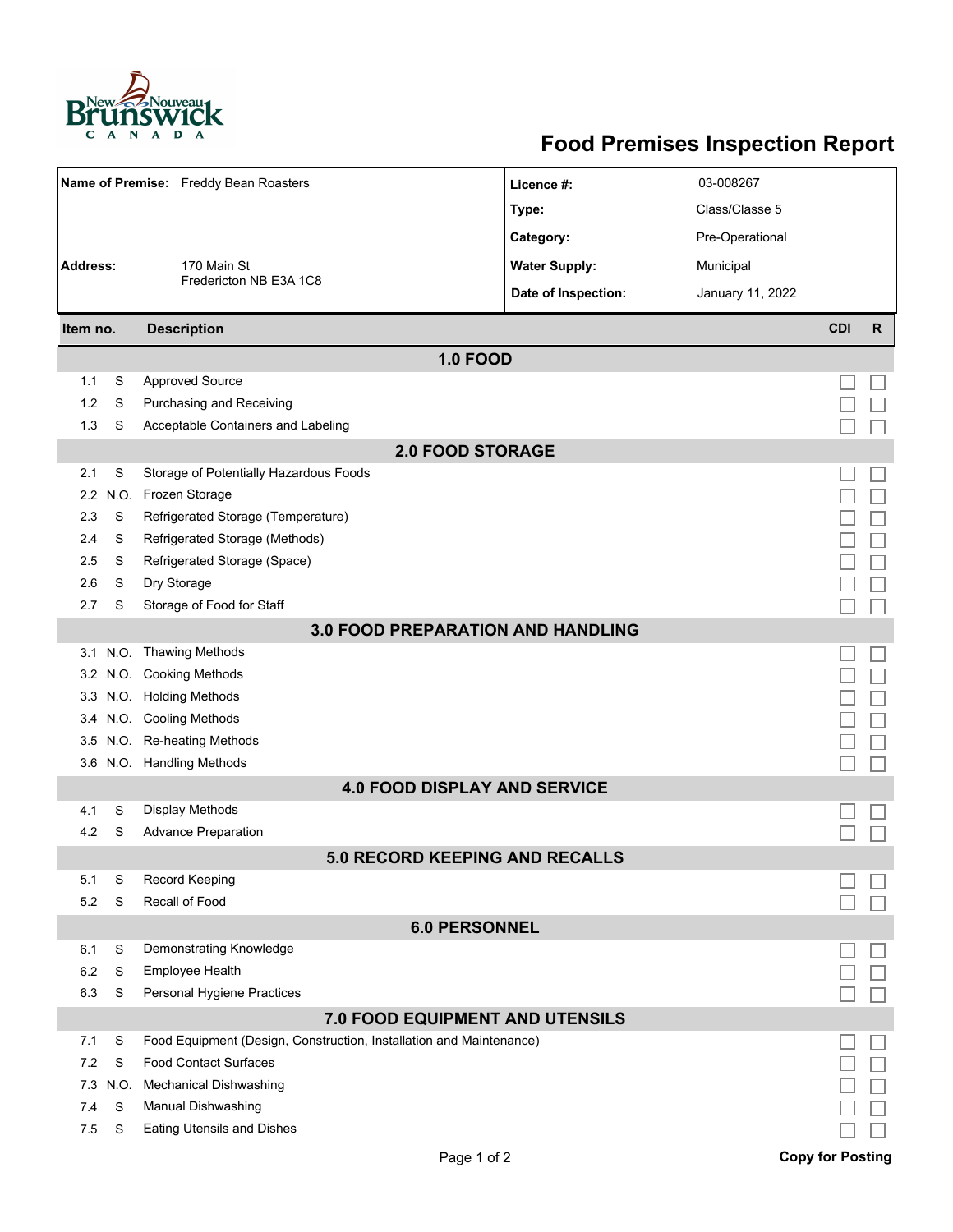# Food Premises Inspection Report

| | | | |
|---|---|---|---|
| **Name of Premise:** | Freddy Bean Roasters | **Licence #:** | 03-008267 |
| | | **Type:** | Class/Classe 5 |
| | | **Category:** | Pre-Operational |
| **Address:** | 170 Main St<br>Fredericton NB E3A 1C8 | **Water Supply:** | Municipal |
| | | **Date of Inspection:** | January 11, 2022 |

| Item no. | | Description | CDI | R |
|---|---|---|---|---|
| **1.0 FOOD** | | | | |
| 1.1 | S | Approved Source | ☐ | ☐ |
| 1.2 | S | Purchasing and Receiving | ☐ | ☐ |
| 1.3 | S | Acceptable Containers and Labeling | ☐ | ☐ |
| **2.0 FOOD STORAGE** | | | | |
| 2.1 | S | Storage of Potentially Hazardous Foods | ☐ | ☐ |
| 2.2 | N.O. | Frozen Storage | ☐ | ☐ |
| 2.3 | S | Refrigerated Storage (Temperature) | ☐ | ☐ |
| 2.4 | S | Refrigerated Storage (Methods) | ☐ | ☐ |
| 2.5 | S | Refrigerated Storage (Space) | ☐ | ☐ |
| 2.6 | S | Dry Storage | ☐ | ☐ |
| 2.7 | S | Storage of Food for Staff | ☐ | ☐ |
| **3.0 FOOD PREPARATION AND HANDLING** | | | | |
| 3.1 | N.O. | Thawing Methods | ☐ | ☐ |
| 3.2 | N.O. | Cooking Methods | ☐ | ☐ |
| 3.3 | N.O. | Holding Methods | ☐ | ☐ |
| 3.4 | N.O. | Cooling Methods | ☐ | ☐ |
| 3.5 | N.O. | Re-heating Methods | ☐ | ☐ |
| 3.6 | N.O. | Handling Methods | ☐ | ☐ |
| **4.0 FOOD DISPLAY AND SERVICE** | | | | |
| 4.1 | S | Display Methods | ☐ | ☐ |
| 4.2 | S | Advance Preparation | ☐ | ☐ |
| **5.0 RECORD KEEPING AND RECALLS** | | | | |
| 5.1 | S | Record Keeping | ☐ | ☐ |
| 5.2 | S | Recall of Food | ☐ | ☐ |
| **6.0 PERSONNEL** | | | | |
| 6.1 | S | Demonstrating Knowledge | ☐ | ☐ |
| 6.2 | S | Employee Health | ☐ | ☐ |
| 6.3 | S | Personal Hygiene Practices | ☐ | ☐ |
| **7.0 FOOD EQUIPMENT AND UTENSILS** | | | | |
| 7.1 | S | Food Equipment (Design, Construction, Installation and Maintenance) | ☐ | ☐ |
| 7.2 | S | Food Contact Surfaces | ☐ | ☐ |
| 7.3 | N.O. | Mechanical Dishwashing | ☐ | ☐ |
| 7.4 | S | Manual Dishwashing | ☐ | ☐ |
| 7.5 | S | Eating Utensils and Dishes | ☐ | ☐ |

**Copy for Posting**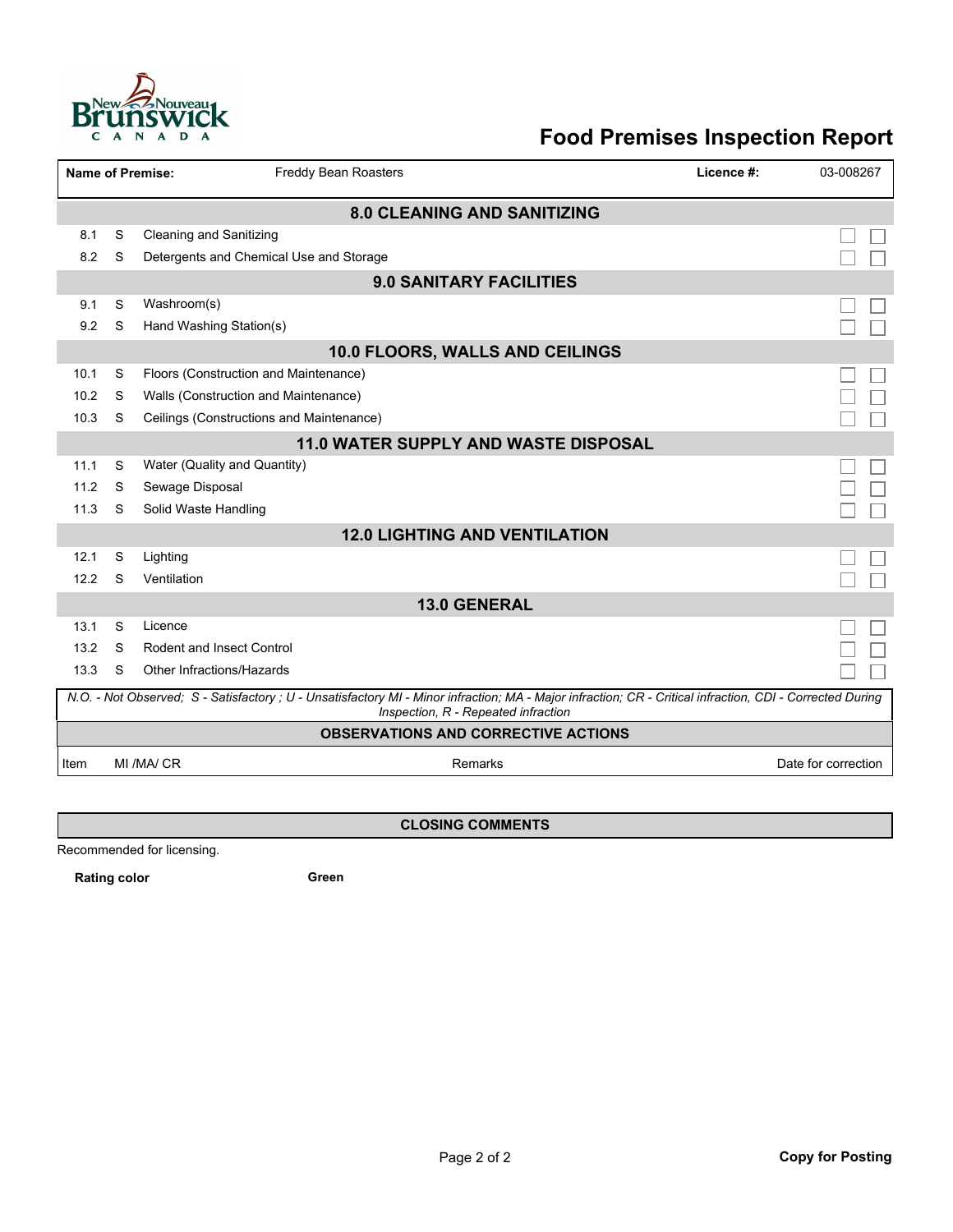# Food Premises Inspection Report

| **Name of Premise:** | Freddy Bean Roasters | **Licence #:** | 03-008267 |
|---|---|---|---|

## 8.0 CLEANING AND SANITIZING

| | | | | |
|---|---|---|---|---|
| 8.1 | S | Cleaning and Sanitizing | ☐ | ☐ |
| 8.2 | S | Detergents and Chemical Use and Storage | ☐ | ☐ |

## 9.0 SANITARY FACILITIES

| | | | | |
|---|---|---|---|---|
| 9.1 | S | Washroom(s) | ☐ | ☐ |
| 9.2 | S | Hand Washing Station(s) | ☐ | ☐ |

## 10.0 FLOORS, WALLS AND CEILINGS

| | | | | |
|---|---|---|---|---|
| 10.1 | S | Floors (Construction and Maintenance) | ☐ | ☐ |
| 10.2 | S | Walls (Construction and Maintenance) | ☐ | ☐ |
| 10.3 | S | Ceilings (Constructions and Maintenance) | ☐ | ☐ |

## 11.0 WATER SUPPLY AND WASTE DISPOSAL

| | | | | |
|---|---|---|---|---|
| 11.1 | S | Water (Quality and Quantity) | ☐ | ☐ |
| 11.2 | S | Sewage Disposal | ☐ | ☐ |
| 11.3 | S | Solid Waste Handling | ☐ | ☐ |

## 12.0 LIGHTING AND VENTILATION

| | | | | |
|---|---|---|---|---|
| 12.1 | S | Lighting | ☐ | ☐ |
| 12.2 | S | Ventilation | ☐ | ☐ |

## 13.0 GENERAL

| | | | | |
|---|---|---|---|---|
| 13.1 | S | Licence | ☐ | ☐ |
| 13.2 | S | Rodent and Insect Control | ☐ | ☐ |
| 13.3 | S | Other Infractions/Hazards | ☐ | ☐ |

*N.O. - Not Observed; S - Satisfactory ; U - Unsatisfactory MI - Minor infraction; MA - Major infraction; CR - Critical infraction, CDI - Corrected During Inspection, R - Repeated infraction*

## OBSERVATIONS AND CORRECTIVE ACTIONS

| Item | MI /MA/ CR | Remarks | Date for correction |
|---|---|---|---|

## CLOSING COMMENTS

Recommended for licensing.

**Rating color** **Green**

**Copy for Posting**